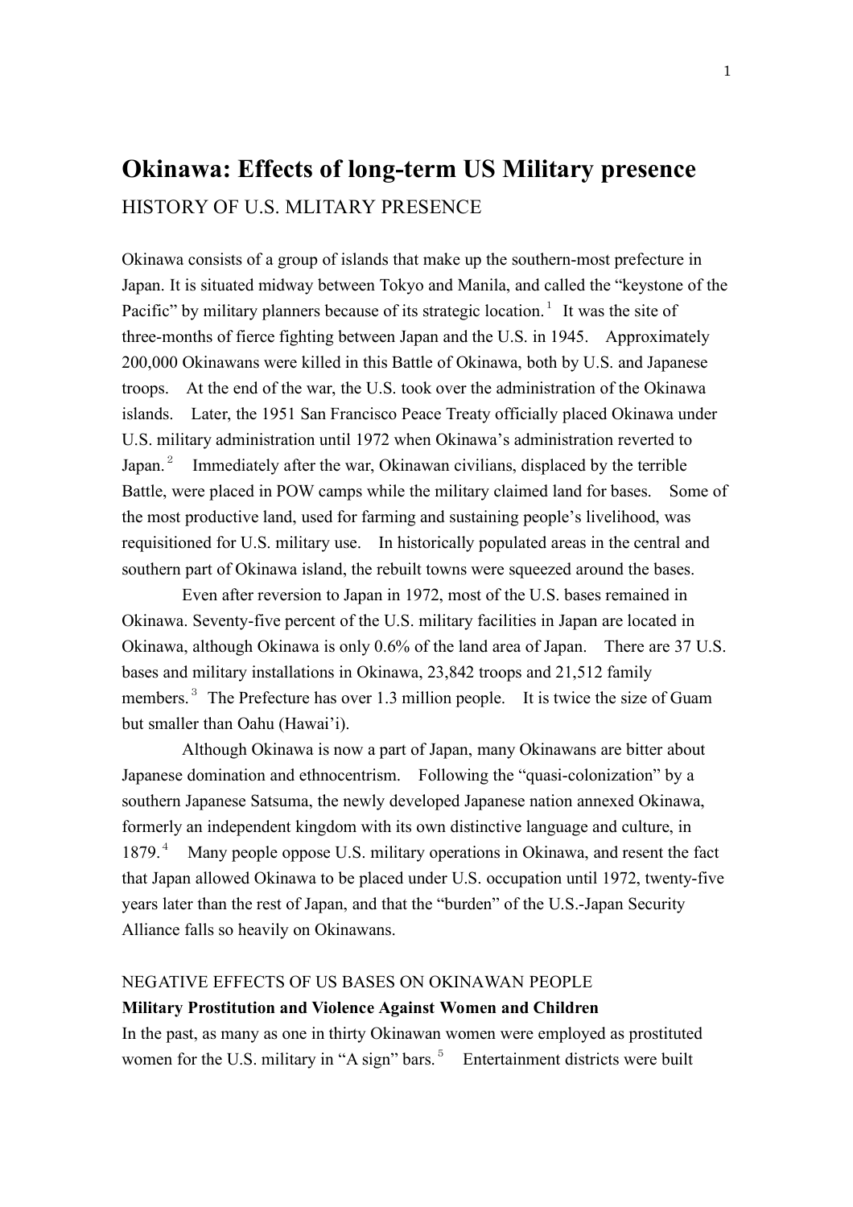# Okinawa: Effects of long-term US Military presence

## HISTORY OF U.S. MLITARY PRESENCE

Okinawa consists of a group of islands that make up the southern-most prefecture in Japan. It is situated midway between Tokyo and Manila, and called the "keystone of the Pacific" by military planners because of its strategic location.[1] It was the site of three-months of fierce fighting between Japan and the U.S. in 1945. Approximately 200,000 Okinawans were killed in this Battle of Okinawa, both by U.S. and Japanese troops. At the end of the war, the U.S. took over the administration of the Okinawa islands. Later, the 1951 San Francisco Peace Treaty officially placed Okinawa under U.S. military administration until 1972 when Okinawa's administration reverted to Japan.[2] Immediately after the war, Okinawan civilians, displaced by the terrible Battle, were placed in POW camps while the military claimed land for bases. Some of the most productive land, used for farming and sustaining people's livelihood, was requisitioned for U.S. military use. In historically populated areas in the central and southern part of Okinawa island, the rebuilt towns were squeezed around the bases.

Even after reversion to Japan in 1972, most of the U.S. bases remained in Okinawa. Seventy-five percent of the U.S. military facilities in Japan are located in Okinawa, although Okinawa is only 0.6% of the land area of Japan. There are 37 U.S. bases and military installations in Okinawa, 23,842 troops and 21,512 family members.[3] The Prefecture has over 1.3 million people. It is twice the size of Guam but smaller than Oahu (Hawai'i).

Although Okinawa is now a part of Japan, many Okinawans are bitter about Japanese domination and ethnocentrism. Following the "quasi-colonization" by a southern Japanese Satsuma, the newly developed Japanese nation annexed Okinawa, formerly an independent kingdom with its own distinctive language and culture, in 1879.[4] Many people oppose U.S. military operations in Okinawa, and resent the fact that Japan allowed Okinawa to be placed under U.S. occupation until 1972, twenty-five years later than the rest of Japan, and that the "burden" of the U.S.-Japan Security Alliance falls so heavily on Okinawans.

## NEGATIVE EFFECTS OF US BASES ON OKINAWAN PEOPLE

### Military Prostitution and Violence Against Women and Children

In the past, as many as one in thirty Okinawan women were employed as prostituted women for the U.S. military in "A sign" bars.[5] Entertainment districts were built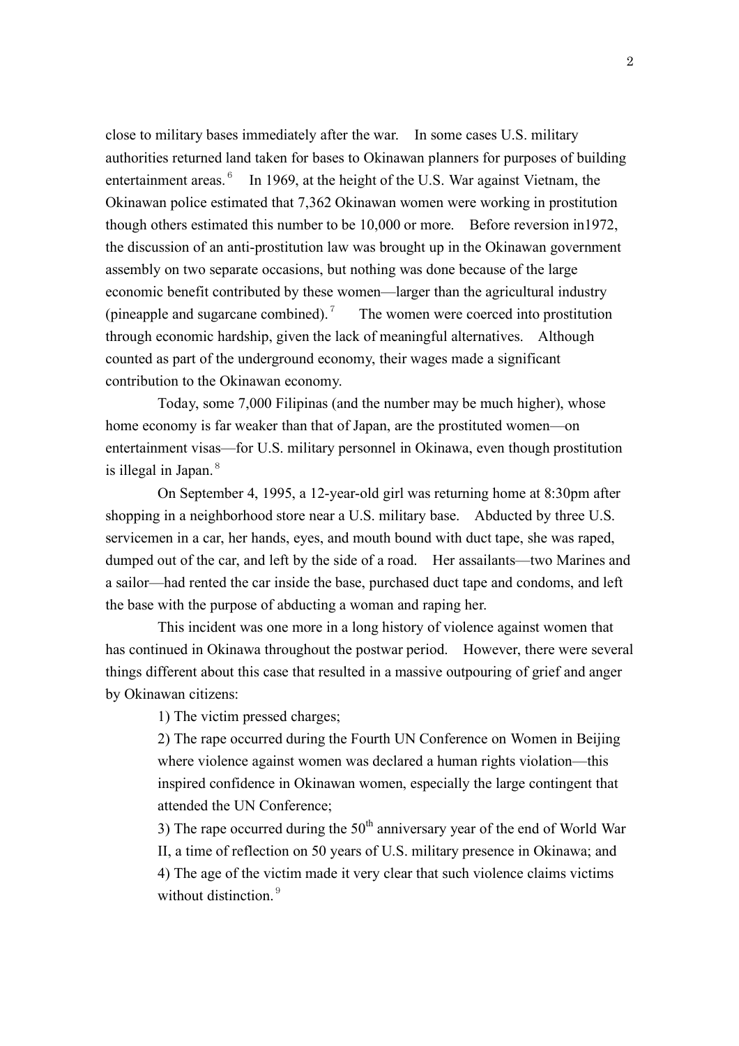close to military bases immediately after the war. In some cases U.S. military authorities returned land taken for bases to Okinawan planners for purposes of building entertainment areas.[6] In 1969, at the height of the U.S. War against Vietnam, the Okinawan police estimated that 7,362 Okinawan women were working in prostitution though others estimated this number to be 10,000 or more. Before reversion in1972, the discussion of an anti-prostitution law was brought up in the Okinawan government assembly on two separate occasions, but nothing was done because of the large economic benefit contributed by these women—larger than the agricultural industry (pineapple and sugarcane combined).[7] The women were coerced into prostitution through economic hardship, given the lack of meaningful alternatives. Although counted as part of the underground economy, their wages made a significant contribution to the Okinawan economy.

Today, some 7,000 Filipinas (and the number may be much higher), whose home economy is far weaker than that of Japan, are the prostituted women—on entertainment visas—for U.S. military personnel in Okinawa, even though prostitution is illegal in Japan.[8]

On September 4, 1995, a 12-year-old girl was returning home at 8:30pm after shopping in a neighborhood store near a U.S. military base. Abducted by three U.S. servicemen in a car, her hands, eyes, and mouth bound with duct tape, she was raped, dumped out of the car, and left by the side of a road. Her assailants—two Marines and a sailor—had rented the car inside the base, purchased duct tape and condoms, and left the base with the purpose of abducting a woman and raping her.

This incident was one more in a long history of violence against women that has continued in Okinawa throughout the postwar period. However, there were several things different about this case that resulted in a massive outpouring of grief and anger by Okinawan citizens:

1) The victim pressed charges;

2) The rape occurred during the Fourth UN Conference on Women in Beijing where violence against women was declared a human rights violation—this inspired confidence in Okinawan women, especially the large contingent that attended the UN Conference;

3) The rape occurred during the 50th anniversary year of the end of World War II, a time of reflection on 50 years of U.S. military presence in Okinawa; and

4) The age of the victim made it very clear that such violence claims victims without distinction.[9]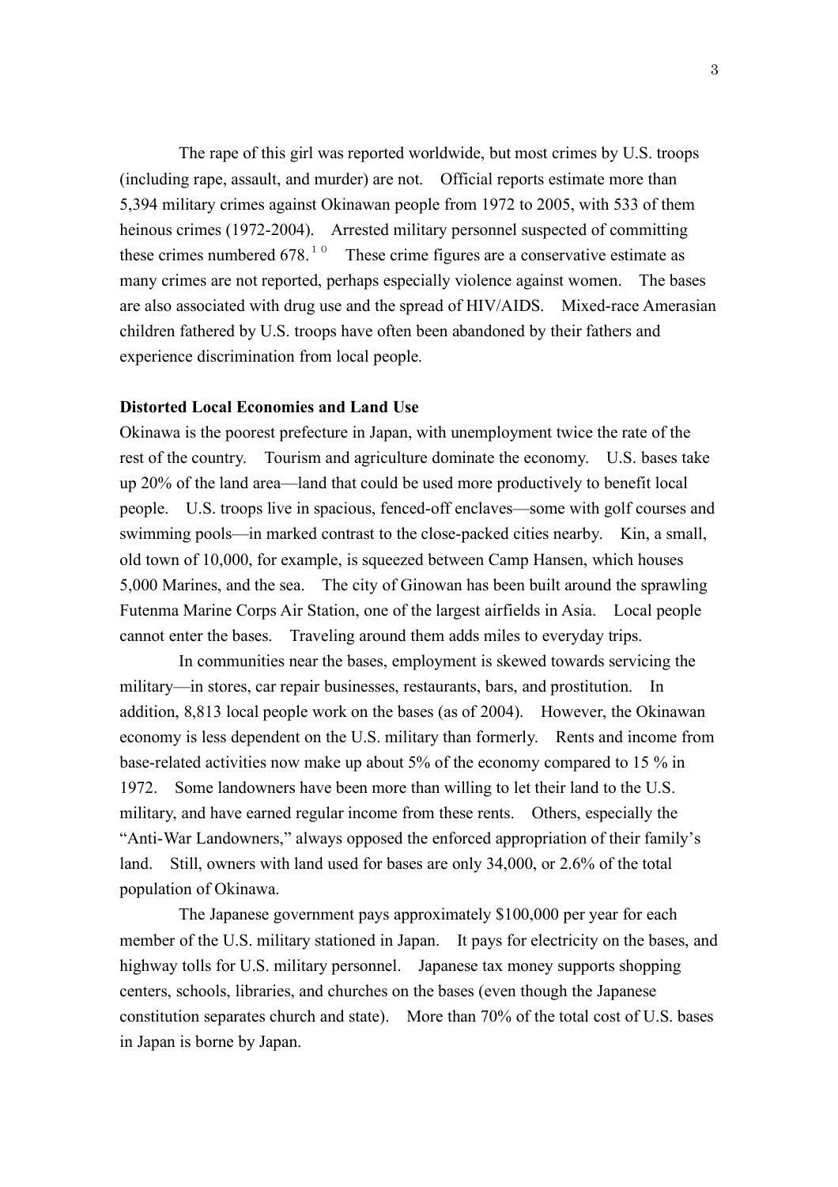The rape of this girl was reported worldwide, but most crimes by U.S. troops (including rape, assault, and murder) are not. Official reports estimate more than 5,394 military crimes against Okinawan people from 1972 to 2005, with 533 of them heinous crimes (1972-2004). Arrested military personnel suspected of committing these crimes numbered 678.[10] These crime figures are a conservative estimate as many crimes are not reported, perhaps especially violence against women. The bases are also associated with drug use and the spread of HIV/AIDS. Mixed-race Amerasian children fathered by U.S. troops have often been abandoned by their fathers and experience discrimination from local people.

**Distorted Local Economies and Land Use**

Okinawa is the poorest prefecture in Japan, with unemployment twice the rate of the rest of the country. Tourism and agriculture dominate the economy. U.S. bases take up 20% of the land area—land that could be used more productively to benefit local people. U.S. troops live in spacious, fenced-off enclaves—some with golf courses and swimming pools—in marked contrast to the close-packed cities nearby. Kin, a small, old town of 10,000, for example, is squeezed between Camp Hansen, which houses 5,000 Marines, and the sea. The city of Ginowan has been built around the sprawling Futenma Marine Corps Air Station, one of the largest airfields in Asia. Local people cannot enter the bases. Traveling around them adds miles to everyday trips.

In communities near the bases, employment is skewed towards servicing the military—in stores, car repair businesses, restaurants, bars, and prostitution. In addition, 8,813 local people work on the bases (as of 2004). However, the Okinawan economy is less dependent on the U.S. military than formerly. Rents and income from base-related activities now make up about 5% of the economy compared to 15 % in 1972. Some landowners have been more than willing to let their land to the U.S. military, and have earned regular income from these rents. Others, especially the "Anti-War Landowners," always opposed the enforced appropriation of their family's land. Still, owners with land used for bases are only 34,000, or 2.6% of the total population of Okinawa.

The Japanese government pays approximately $100,000 per year for each member of the U.S. military stationed in Japan. It pays for electricity on the bases, and highway tolls for U.S. military personnel. Japanese tax money supports shopping centers, schools, libraries, and churches on the bases (even though the Japanese constitution separates church and state). More than 70% of the total cost of U.S. bases in Japan is borne by Japan.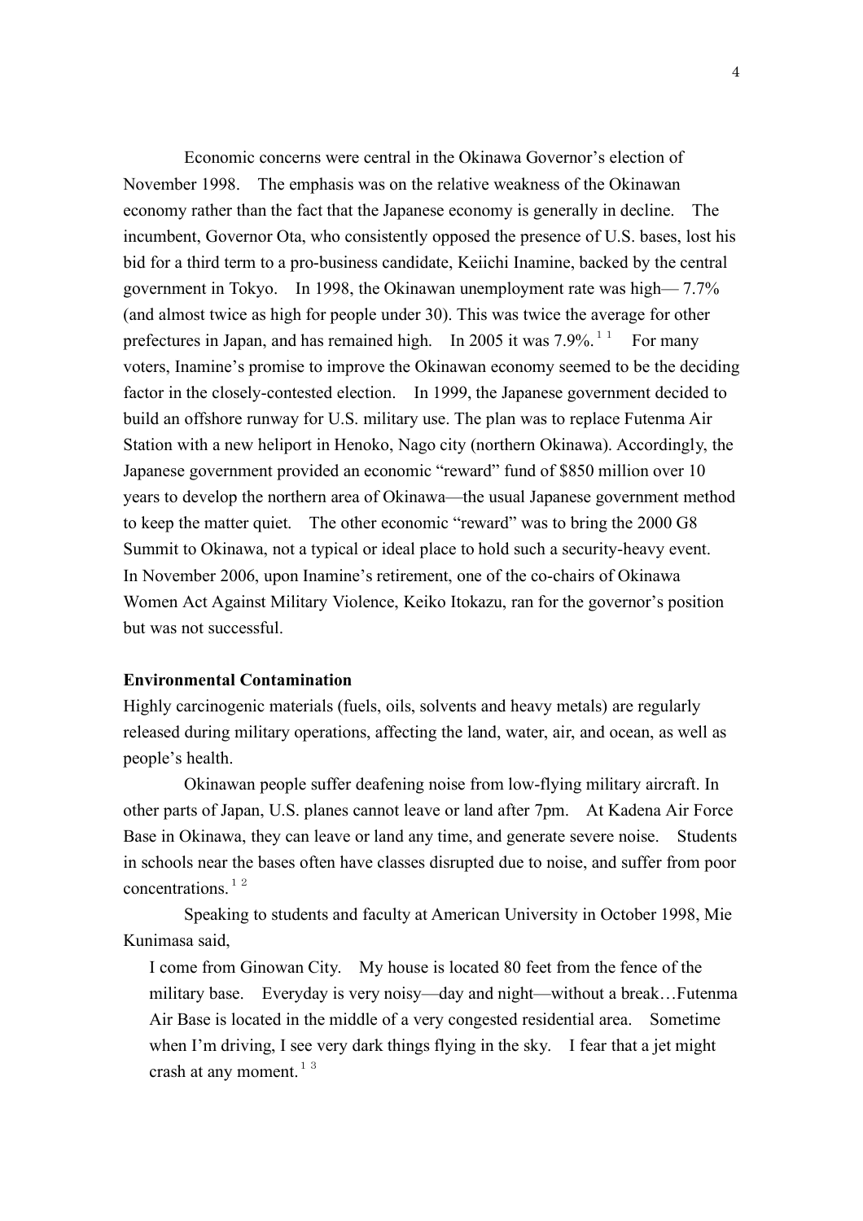Economic concerns were central in the Okinawa Governor's election of November 1998. The emphasis was on the relative weakness of the Okinawan economy rather than the fact that the Japanese economy is generally in decline. The incumbent, Governor Ota, who consistently opposed the presence of U.S. bases, lost his bid for a third term to a pro-business candidate, Keiichi Inamine, backed by the central government in Tokyo. In 1998, the Okinawan unemployment rate was high— 7.7% (and almost twice as high for people under 30). This was twice the average for other prefectures in Japan, and has remained high. In 2005 it was 7.9%.[11] For many voters, Inamine's promise to improve the Okinawan economy seemed to be the deciding factor in the closely-contested election. In 1999, the Japanese government decided to build an offshore runway for U.S. military use. The plan was to replace Futenma Air Station with a new heliport in Henoko, Nago city (northern Okinawa). Accordingly, the Japanese government provided an economic "reward" fund of $850 million over 10 years to develop the northern area of Okinawa—the usual Japanese government method to keep the matter quiet. The other economic "reward" was to bring the 2000 G8 Summit to Okinawa, not a typical or ideal place to hold such a security-heavy event. In November 2006, upon Inamine's retirement, one of the co-chairs of Okinawa Women Act Against Military Violence, Keiko Itokazu, ran for the governor's position but was not successful.

**Environmental Contamination**

Highly carcinogenic materials (fuels, oils, solvents and heavy metals) are regularly released during military operations, affecting the land, water, air, and ocean, as well as people's health.

Okinawan people suffer deafening noise from low-flying military aircraft. In other parts of Japan, U.S. planes cannot leave or land after 7pm. At Kadena Air Force Base in Okinawa, they can leave or land any time, and generate severe noise. Students in schools near the bases often have classes disrupted due to noise, and suffer from poor concentrations.[12]

Speaking to students and faculty at American University in October 1998, Mie Kunimasa said,

> I come from Ginowan City. My house is located 80 feet from the fence of the military base. Everyday is very noisy—day and night—without a break…Futenma Air Base is located in the middle of a very congested residential area. Sometime when I'm driving, I see very dark things flying in the sky. I fear that a jet might crash at any moment.[13]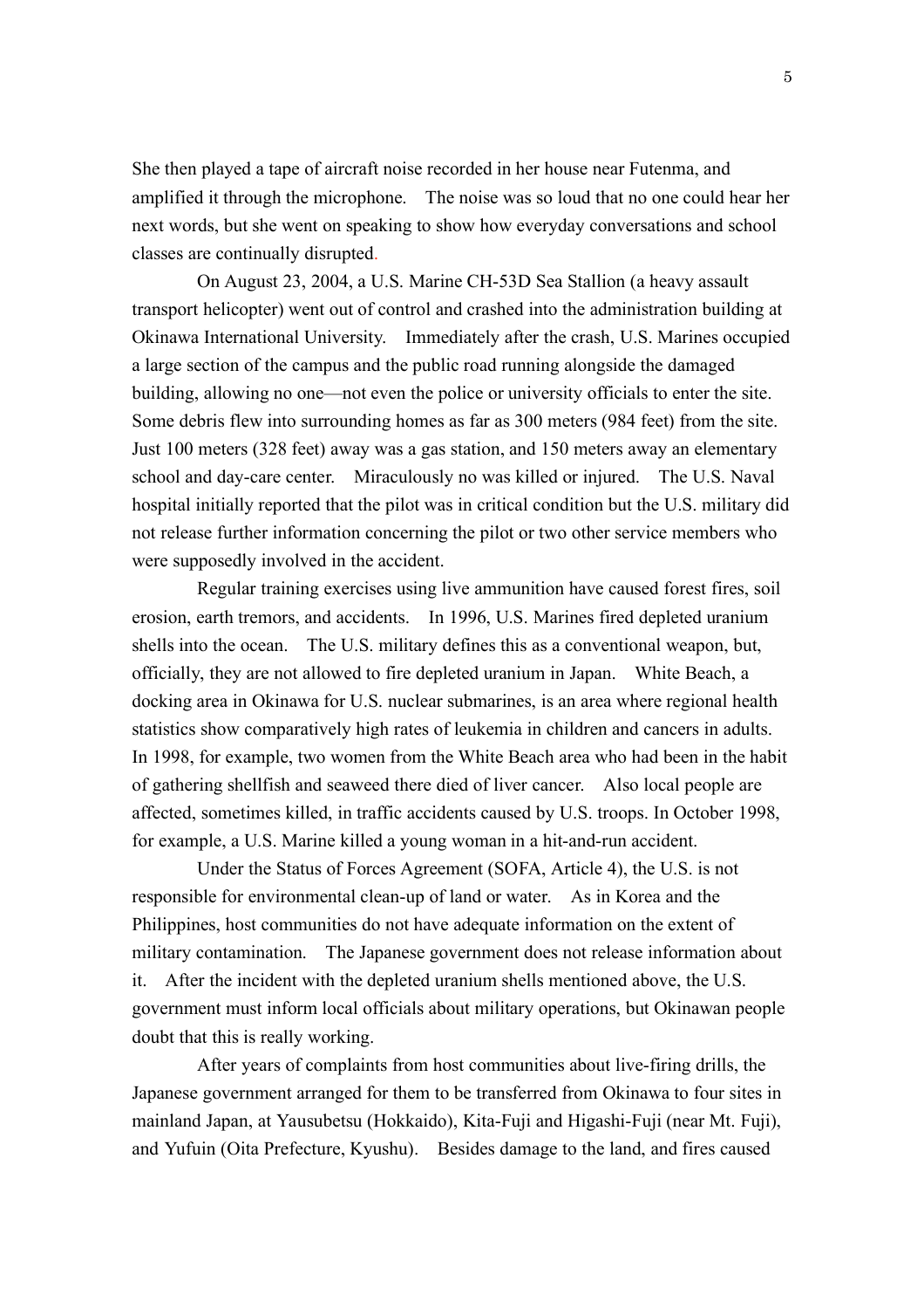She then played a tape of aircraft noise recorded in her house near Futenma, and amplified it through the microphone. The noise was so loud that no one could hear her next words, but she went on speaking to show how everyday conversations and school classes are continually disrupted.

On August 23, 2004, a U.S. Marine CH-53D Sea Stallion (a heavy assault transport helicopter) went out of control and crashed into the administration building at Okinawa International University. Immediately after the crash, U.S. Marines occupied a large section of the campus and the public road running alongside the damaged building, allowing no one—not even the police or university officials to enter the site. Some debris flew into surrounding homes as far as 300 meters (984 feet) from the site. Just 100 meters (328 feet) away was a gas station, and 150 meters away an elementary school and day-care center. Miraculously no was killed or injured. The U.S. Naval hospital initially reported that the pilot was in critical condition but the U.S. military did not release further information concerning the pilot or two other service members who were supposedly involved in the accident.

Regular training exercises using live ammunition have caused forest fires, soil erosion, earth tremors, and accidents. In 1996, U.S. Marines fired depleted uranium shells into the ocean. The U.S. military defines this as a conventional weapon, but, officially, they are not allowed to fire depleted uranium in Japan. White Beach, a docking area in Okinawa for U.S. nuclear submarines, is an area where regional health statistics show comparatively high rates of leukemia in children and cancers in adults. In 1998, for example, two women from the White Beach area who had been in the habit of gathering shellfish and seaweed there died of liver cancer. Also local people are affected, sometimes killed, in traffic accidents caused by U.S. troops. In October 1998, for example, a U.S. Marine killed a young woman in a hit-and-run accident.

Under the Status of Forces Agreement (SOFA, Article 4), the U.S. is not responsible for environmental clean-up of land or water. As in Korea and the Philippines, host communities do not have adequate information on the extent of military contamination. The Japanese government does not release information about it. After the incident with the depleted uranium shells mentioned above, the U.S. government must inform local officials about military operations, but Okinawan people doubt that this is really working.

After years of complaints from host communities about live-firing drills, the Japanese government arranged for them to be transferred from Okinawa to four sites in mainland Japan, at Yausubetsu (Hokkaido), Kita-Fuji and Higashi-Fuji (near Mt. Fuji), and Yufuin (Oita Prefecture, Kyushu). Besides damage to the land, and fires caused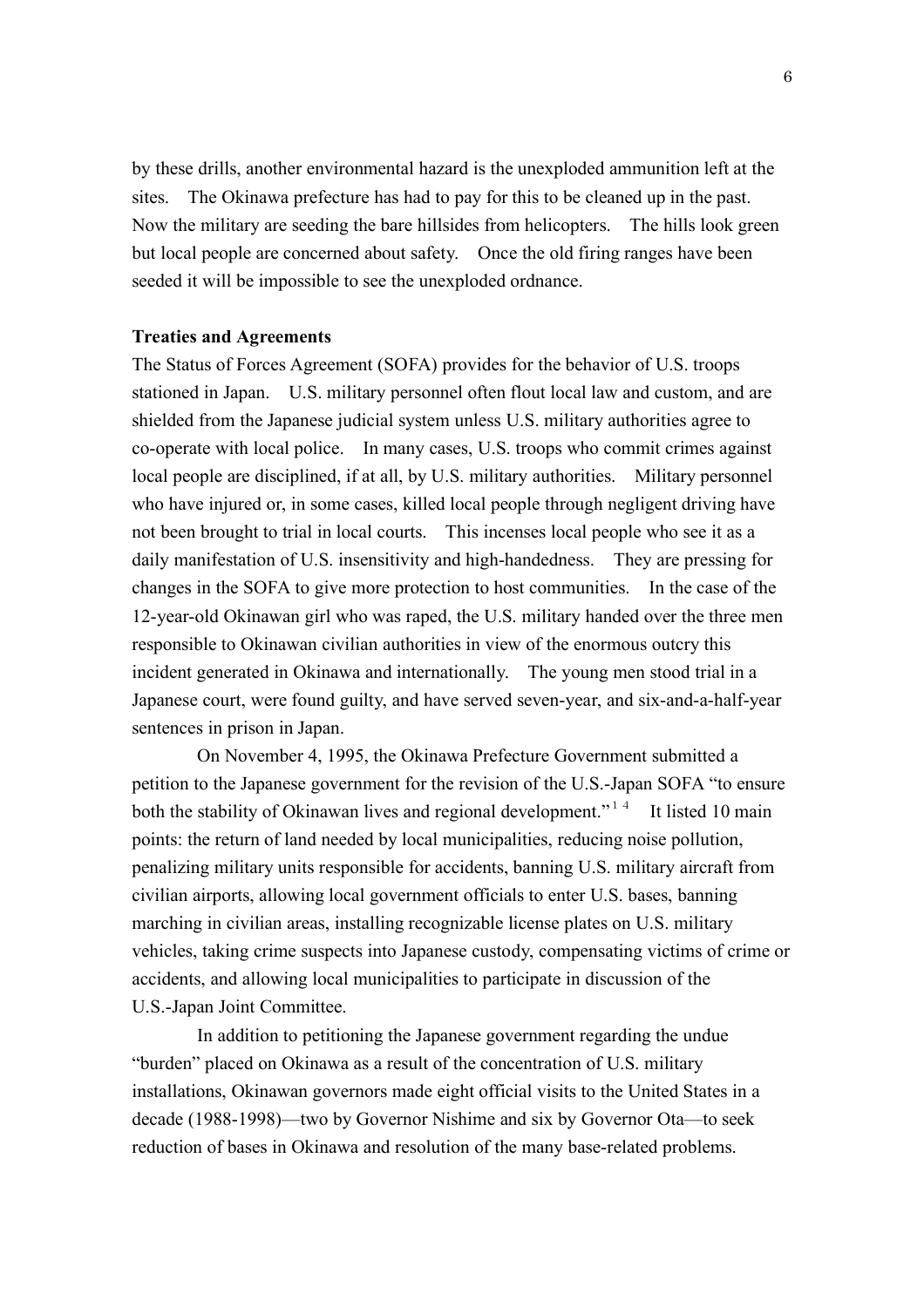by these drills, another environmental hazard is the unexploded ammunition left at the sites. The Okinawa prefecture has had to pay for this to be cleaned up in the past. Now the military are seeding the bare hillsides from helicopters. The hills look green but local people are concerned about safety. Once the old firing ranges have been seeded it will be impossible to see the unexploded ordnance.

**Treaties and Agreements**

The Status of Forces Agreement (SOFA) provides for the behavior of U.S. troops stationed in Japan. U.S. military personnel often flout local law and custom, and are shielded from the Japanese judicial system unless U.S. military authorities agree to co-operate with local police. In many cases, U.S. troops who commit crimes against local people are disciplined, if at all, by U.S. military authorities. Military personnel who have injured or, in some cases, killed local people through negligent driving have not been brought to trial in local courts. This incenses local people who see it as a daily manifestation of U.S. insensitivity and high-handedness. They are pressing for changes in the SOFA to give more protection to host communities. In the case of the 12-year-old Okinawan girl who was raped, the U.S. military handed over the three men responsible to Okinawan civilian authorities in view of the enormous outcry this incident generated in Okinawa and internationally. The young men stood trial in a Japanese court, were found guilty, and have served seven-year, and six-and-a-half-year sentences in prison in Japan.

On November 4, 1995, the Okinawa Prefecture Government submitted a petition to the Japanese government for the revision of the U.S.-Japan SOFA "to ensure both the stability of Okinawan lives and regional development."[14] It listed 10 main points: the return of land needed by local municipalities, reducing noise pollution, penalizing military units responsible for accidents, banning U.S. military aircraft from civilian airports, allowing local government officials to enter U.S. bases, banning marching in civilian areas, installing recognizable license plates on U.S. military vehicles, taking crime suspects into Japanese custody, compensating victims of crime or accidents, and allowing local municipalities to participate in discussion of the U.S.-Japan Joint Committee.

In addition to petitioning the Japanese government regarding the undue "burden" placed on Okinawa as a result of the concentration of U.S. military installations, Okinawan governors made eight official visits to the United States in a decade (1988-1998)—two by Governor Nishime and six by Governor Ota—to seek reduction of bases in Okinawa and resolution of the many base-related problems.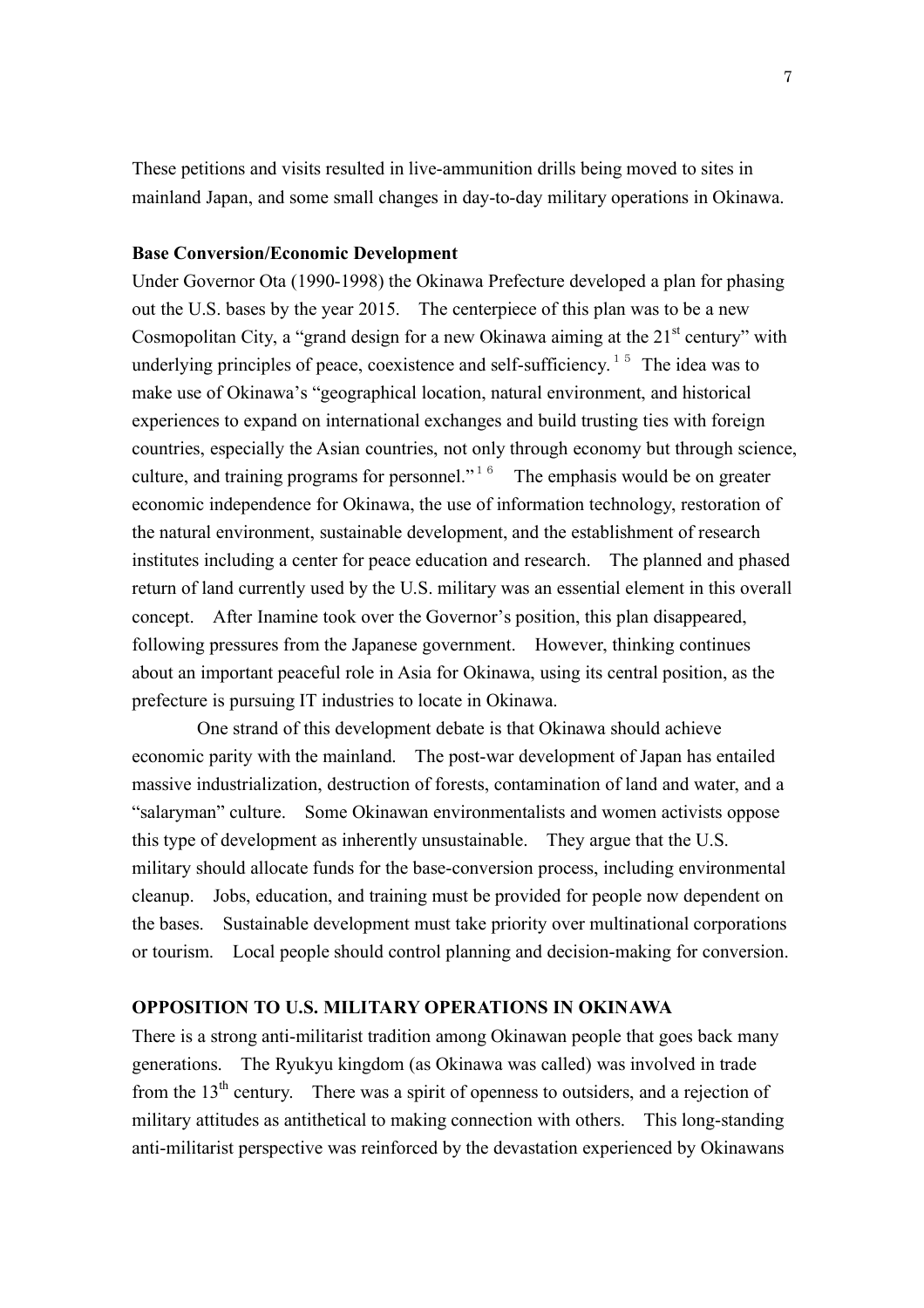These petitions and visits resulted in live-ammunition drills being moved to sites in mainland Japan, and some small changes in day-to-day military operations in Okinawa.

**Base Conversion/Economic Development**

Under Governor Ota (1990-1998) the Okinawa Prefecture developed a plan for phasing out the U.S. bases by the year 2015. The centerpiece of this plan was to be a new Cosmopolitan City, a "grand design for a new Okinawa aiming at the 21st century" with underlying principles of peace, coexistence and self-sufficiency.[15] The idea was to make use of Okinawa's "geographical location, natural environment, and historical experiences to expand on international exchanges and build trusting ties with foreign countries, especially the Asian countries, not only through economy but through science, culture, and training programs for personnel."[16] The emphasis would be on greater economic independence for Okinawa, the use of information technology, restoration of the natural environment, sustainable development, and the establishment of research institutes including a center for peace education and research. The planned and phased return of land currently used by the U.S. military was an essential element in this overall concept. After Inamine took over the Governor's position, this plan disappeared, following pressures from the Japanese government. However, thinking continues about an important peaceful role in Asia for Okinawa, using its central position, as the prefecture is pursuing IT industries to locate in Okinawa.

One strand of this development debate is that Okinawa should achieve economic parity with the mainland. The post-war development of Japan has entailed massive industrialization, destruction of forests, contamination of land and water, and a "salaryman" culture. Some Okinawan environmentalists and women activists oppose this type of development as inherently unsustainable. They argue that the U.S. military should allocate funds for the base-conversion process, including environmental cleanup. Jobs, education, and training must be provided for people now dependent on the bases. Sustainable development must take priority over multinational corporations or tourism. Local people should control planning and decision-making for conversion.

**OPPOSITION TO U.S. MILITARY OPERATIONS IN OKINAWA**

There is a strong anti-militarist tradition among Okinawan people that goes back many generations. The Ryukyu kingdom (as Okinawa was called) was involved in trade from the 13th century. There was a spirit of openness to outsiders, and a rejection of military attitudes as antithetical to making connection with others. This long-standing anti-militarist perspective was reinforced by the devastation experienced by Okinawans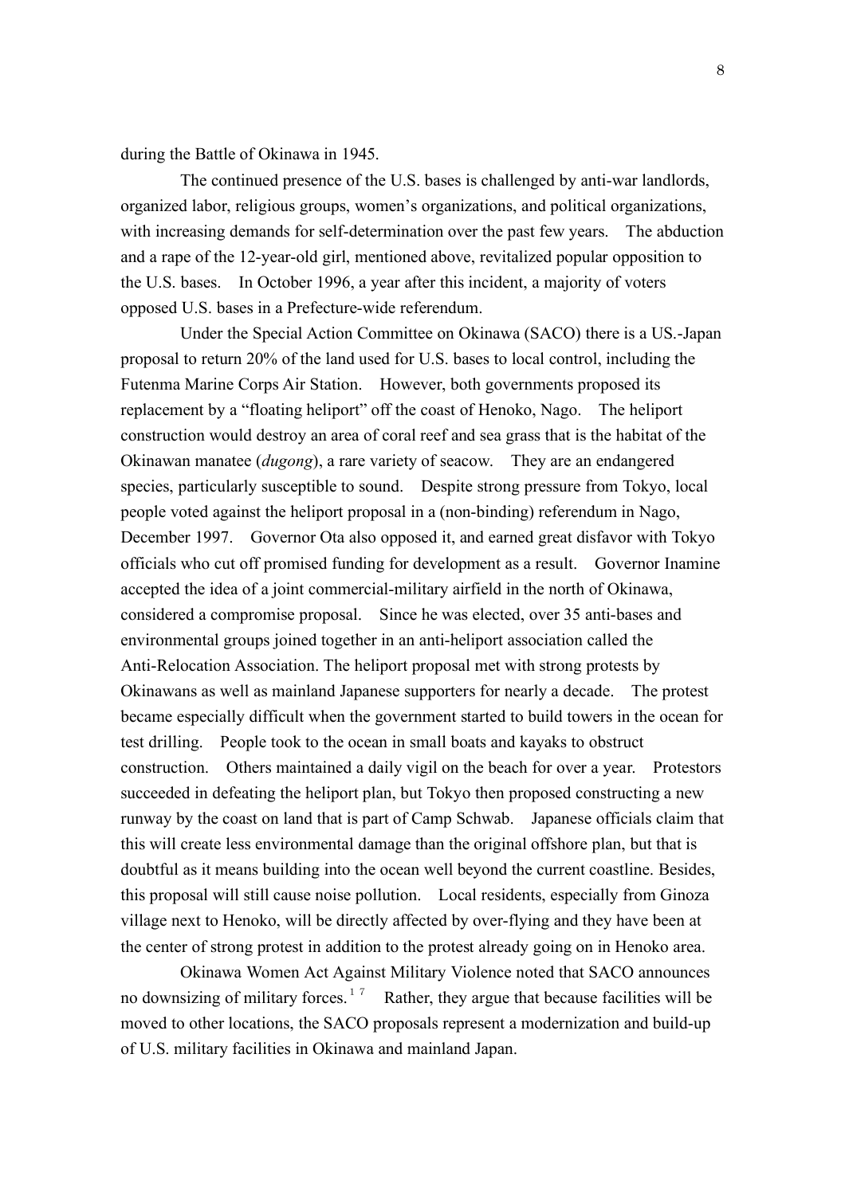during the Battle of Okinawa in 1945.

The continued presence of the U.S. bases is challenged by anti-war landlords, organized labor, religious groups, women's organizations, and political organizations, with increasing demands for self-determination over the past few years. The abduction and a rape of the 12-year-old girl, mentioned above, revitalized popular opposition to the U.S. bases. In October 1996, a year after this incident, a majority of voters opposed U.S. bases in a Prefecture-wide referendum.

Under the Special Action Committee on Okinawa (SACO) there is a US.-Japan proposal to return 20% of the land used for U.S. bases to local control, including the Futenma Marine Corps Air Station. However, both governments proposed its replacement by a "floating heliport" off the coast of Henoko, Nago. The heliport construction would destroy an area of coral reef and sea grass that is the habitat of the Okinawan manatee (*dugong*), a rare variety of seacow. They are an endangered species, particularly susceptible to sound. Despite strong pressure from Tokyo, local people voted against the heliport proposal in a (non-binding) referendum in Nago, December 1997. Governor Ota also opposed it, and earned great disfavor with Tokyo officials who cut off promised funding for development as a result. Governor Inamine accepted the idea of a joint commercial-military airfield in the north of Okinawa, considered a compromise proposal. Since he was elected, over 35 anti-bases and environmental groups joined together in an anti-heliport association called the Anti-Relocation Association. The heliport proposal met with strong protests by Okinawans as well as mainland Japanese supporters for nearly a decade. The protest became especially difficult when the government started to build towers in the ocean for test drilling. People took to the ocean in small boats and kayaks to obstruct construction. Others maintained a daily vigil on the beach for over a year. Protestors succeeded in defeating the heliport plan, but Tokyo then proposed constructing a new runway by the coast on land that is part of Camp Schwab. Japanese officials claim that this will create less environmental damage than the original offshore plan, but that is doubtful as it means building into the ocean well beyond the current coastline. Besides, this proposal will still cause noise pollution. Local residents, especially from Ginoza village next to Henoko, will be directly affected by over-flying and they have been at the center of strong protest in addition to the protest already going on in Henoko area.

Okinawa Women Act Against Military Violence noted that SACO announces no downsizing of military forces.[17] Rather, they argue that because facilities will be moved to other locations, the SACO proposals represent a modernization and build-up of U.S. military facilities in Okinawa and mainland Japan.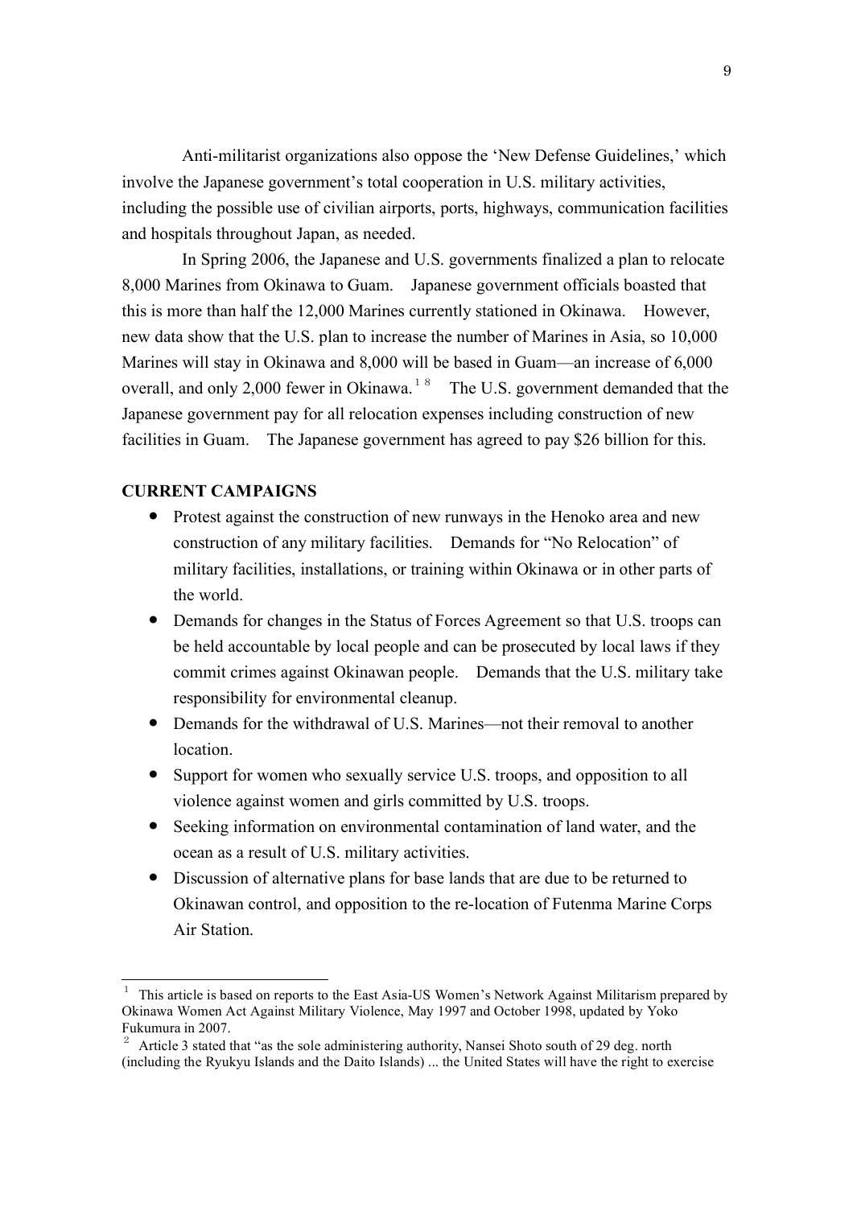Anti-militarist organizations also oppose the 'New Defense Guidelines,' which involve the Japanese government's total cooperation in U.S. military activities, including the possible use of civilian airports, ports, highways, communication facilities and hospitals throughout Japan, as needed.

In Spring 2006, the Japanese and U.S. governments finalized a plan to relocate 8,000 Marines from Okinawa to Guam. Japanese government officials boasted that this is more than half the 12,000 Marines currently stationed in Okinawa. However, new data show that the U.S. plan to increase the number of Marines in Asia, so 10,000 Marines will stay in Okinawa and 8,000 will be based in Guam—an increase of 6,000 overall, and only 2,000 fewer in Okinawa.[18] The U.S. government demanded that the Japanese government pay for all relocation expenses including construction of new facilities in Guam. The Japanese government has agreed to pay $26 billion for this.

**CURRENT CAMPAIGNS**

- Protest against the construction of new runways in the Henoko area and new construction of any military facilities. Demands for "No Relocation" of military facilities, installations, or training within Okinawa or in other parts of the world.
- Demands for changes in the Status of Forces Agreement so that U.S. troops can be held accountable by local people and can be prosecuted by local laws if they commit crimes against Okinawan people. Demands that the U.S. military take responsibility for environmental cleanup.
- Demands for the withdrawal of U.S. Marines—not their removal to another location.
- Support for women who sexually service U.S. troops, and opposition to all violence against women and girls committed by U.S. troops.
- Seeking information on environmental contamination of land water, and the ocean as a result of U.S. military activities.
- Discussion of alternative plans for base lands that are due to be returned to Okinawan control, and opposition to the re-location of Futenma Marine Corps Air Station.

---

[1] This article is based on reports to the East Asia-US Women's Network Against Militarism prepared by Okinawa Women Act Against Military Violence, May 1997 and October 1998, updated by Yoko Fukumura in 2007.

[2] Article 3 stated that "as the sole administering authority, Nansei Shoto south of 29 deg. north (including the Ryukyu Islands and the Daito Islands) ... the United States will have the right to exercise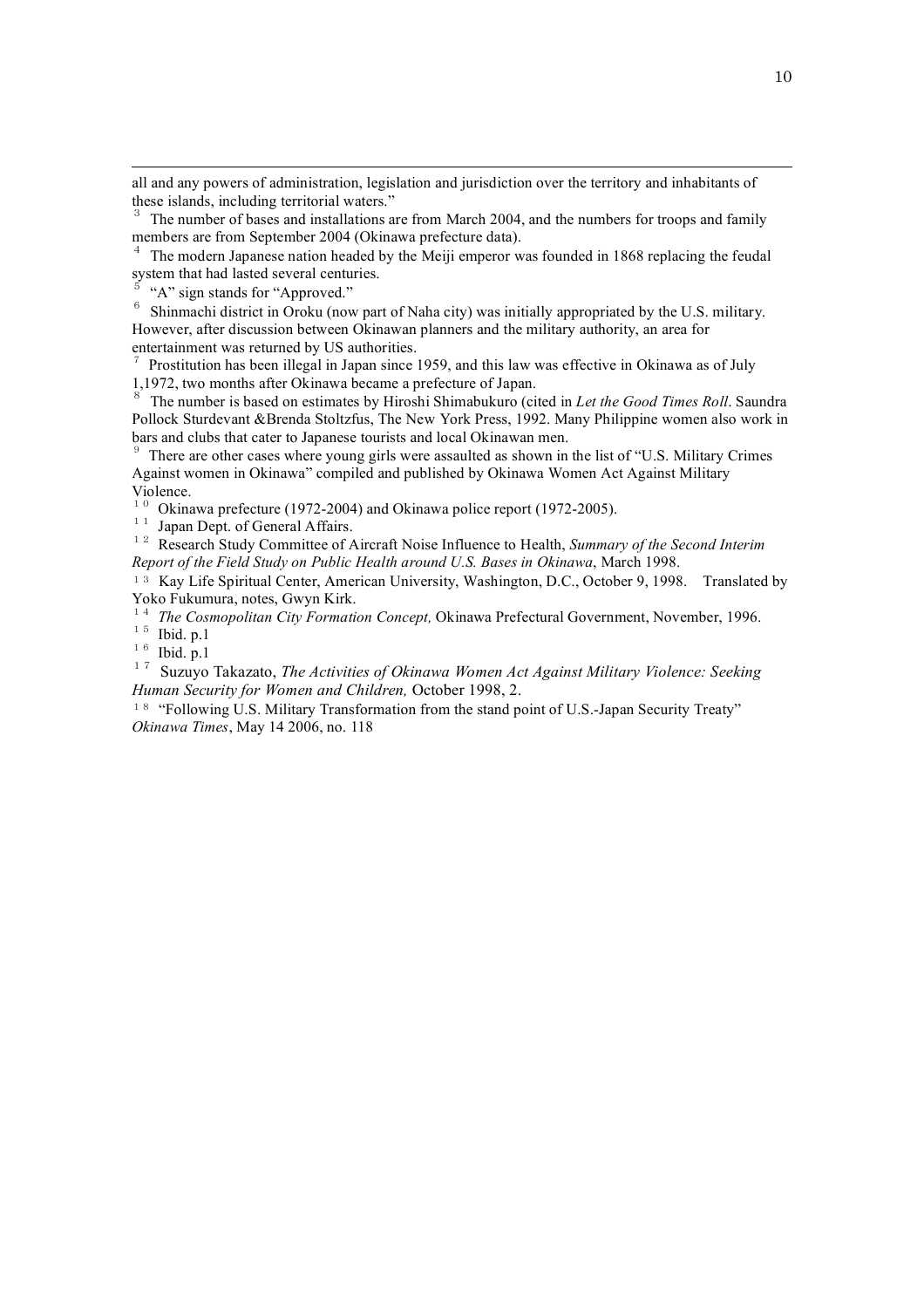all and any powers of administration, legislation and jurisdiction over the territory and inhabitants of these islands, including territorial waters."

[3] The number of bases and installations are from March 2004, and the numbers for troops and family members are from September 2004 (Okinawa prefecture data).

[4] The modern Japanese nation headed by the Meiji emperor was founded in 1868 replacing the feudal system that had lasted several centuries.

[5] "A" sign stands for "Approved."

[6] Shinmachi district in Oroku (now part of Naha city) was initially appropriated by the U.S. military. However, after discussion between Okinawan planners and the military authority, an area for entertainment was returned by US authorities.

[7] Prostitution has been illegal in Japan since 1959, and this law was effective in Okinawa as of July 1,1972, two months after Okinawa became a prefecture of Japan.

[8] The number is based on estimates by Hiroshi Shimabukuro (cited in *Let the Good Times Roll*. Saundra Pollock Sturdevant &Brenda Stoltzfus, The New York Press, 1992. Many Philippine women also work in bars and clubs that cater to Japanese tourists and local Okinawan men.

[9] There are other cases where young girls were assaulted as shown in the list of "U.S. Military Crimes Against women in Okinawa" compiled and published by Okinawa Women Act Against Military Violence.

[10] Okinawa prefecture (1972-2004) and Okinawa police report (1972-2005).

[11] Japan Dept. of General Affairs.

[12] Research Study Committee of Aircraft Noise Influence to Health, *Summary of the Second Interim Report of the Field Study on Public Health around U.S. Bases in Okinawa*, March 1998.

[13] Kay Life Spiritual Center, American University, Washington, D.C., October 9, 1998. Translated by Yoko Fukumura, notes, Gwyn Kirk.

[14] *The Cosmopolitan City Formation Concept,* Okinawa Prefectural Government, November, 1996.

[15] Ibid. p.1

[16] Ibid. p.1

[17] Suzuyo Takazato, *The Activities of Okinawa Women Act Against Military Violence: Seeking Human Security for Women and Children,* October 1998, 2.

[18] "Following U.S. Military Transformation from the stand point of U.S.-Japan Security Treaty" *Okinawa Times*, May 14 2006, no. 118